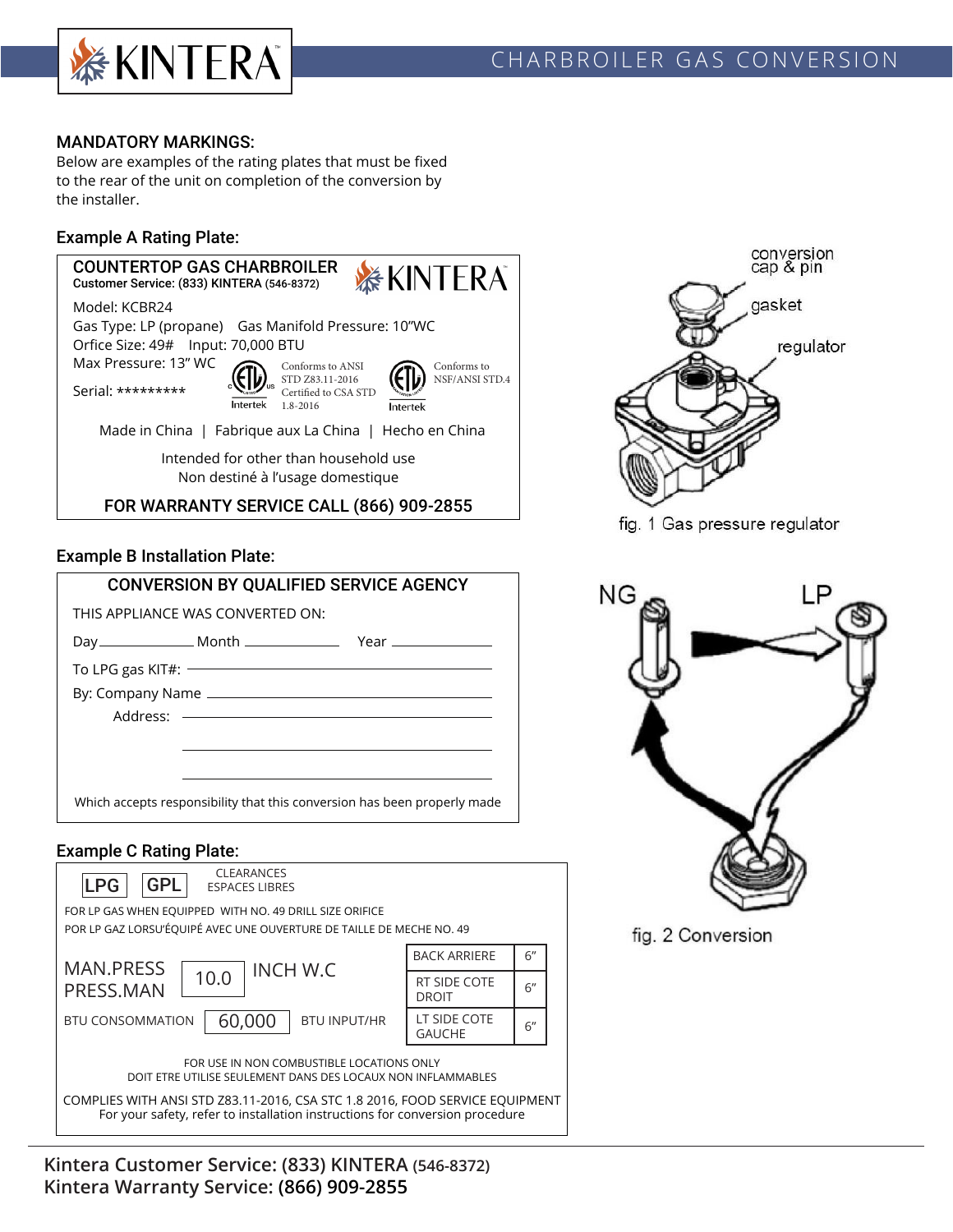# CHARBROILER GAS CONVERSION

## MANDATORY MARKINGS:

Below are examples of the rating plates that must be fixed to the rear of the unit on completion of the conversion by the installer.

### Example A Rating Plate:

**COUNTERTOP GAS CHARBROILER**
**Customer Service: (833) KINTERA (546-8372)**

Model: KCBR24
Gas Type: LP (propane) Gas Manifold Pressure: 10"WC
Orfice Size: 49# Input: 70,000 BTU
Max Pressure: 13" WC
Serial: *********

Conforms to ANSI STD Z83.11-2016 Certified to CSA STD 1.8-2016
Conforms to NSF/ANSI STD.4

Made in China | Fabrique aux La China | Hecho en China

Intended for other than household use
Non destiné à l'usage domestique

**FOR WARRANTY SERVICE CALL (866) 909-2855**

### Example B Installation Plate:

**CONVERSION BY QUALIFIED SERVICE AGENCY**

THIS APPLIANCE WAS CONVERTED ON:

Day\_\_\_\_\_\_\_\_ Month \_\_\_\_\_\_\_\_ Year \_\_\_\_\_\_\_\_

To LPG gas KIT#: \_\_\_\_\_\_\_\_

By: Company Name \_\_\_\_\_\_\_\_

Address: \_\_\_\_\_\_\_\_

Which accepts responsibility that this conversion has been properly made

### Example C Rating Plate:

LPG GPL
CLEARANCES
ESPACES LIBRES

FOR LP GAS WHEN EQUIPPED WITH NO. 49 DRILL SIZE ORIFICE
POR LP GAZ LORSU'ÉQUIPÉ AVEC UNE OUVERTURE DE TAILLE DE MECHE NO. 49

MAN.PRESS / PRESS.MAN: 10.0 INCH W.C
BTU CONSOMMATION: 60,000 BTU INPUT/HR

| Clearance | |
|---|---|
| BACK ARRIERE | 6" |
| RT SIDE COTE DROIT | 6" |
| LT SIDE COTE GAUCHE | 6" |

FOR USE IN NON COMBUSTIBLE LOCATIONS ONLY
DOIT ETRE UTILISE SEULEMENT DANS DES LOCAUX NON INFLAMMABLES

COMPLIES WITH ANSI STD Z83.11-2016, CSA STC 1.8 2016, FOOD SERVICE EQUIPMENT
For your safety, refer to installation instructions for conversion procedure

conversion cap & pin
gasket
regulator

fig. 1 Gas pressure regulator

NG LP

fig. 2 Conversion

**Kintera Customer Service: (833) KINTERA (546-8372)**
**Kintera Warranty Service: (866) 909-2855**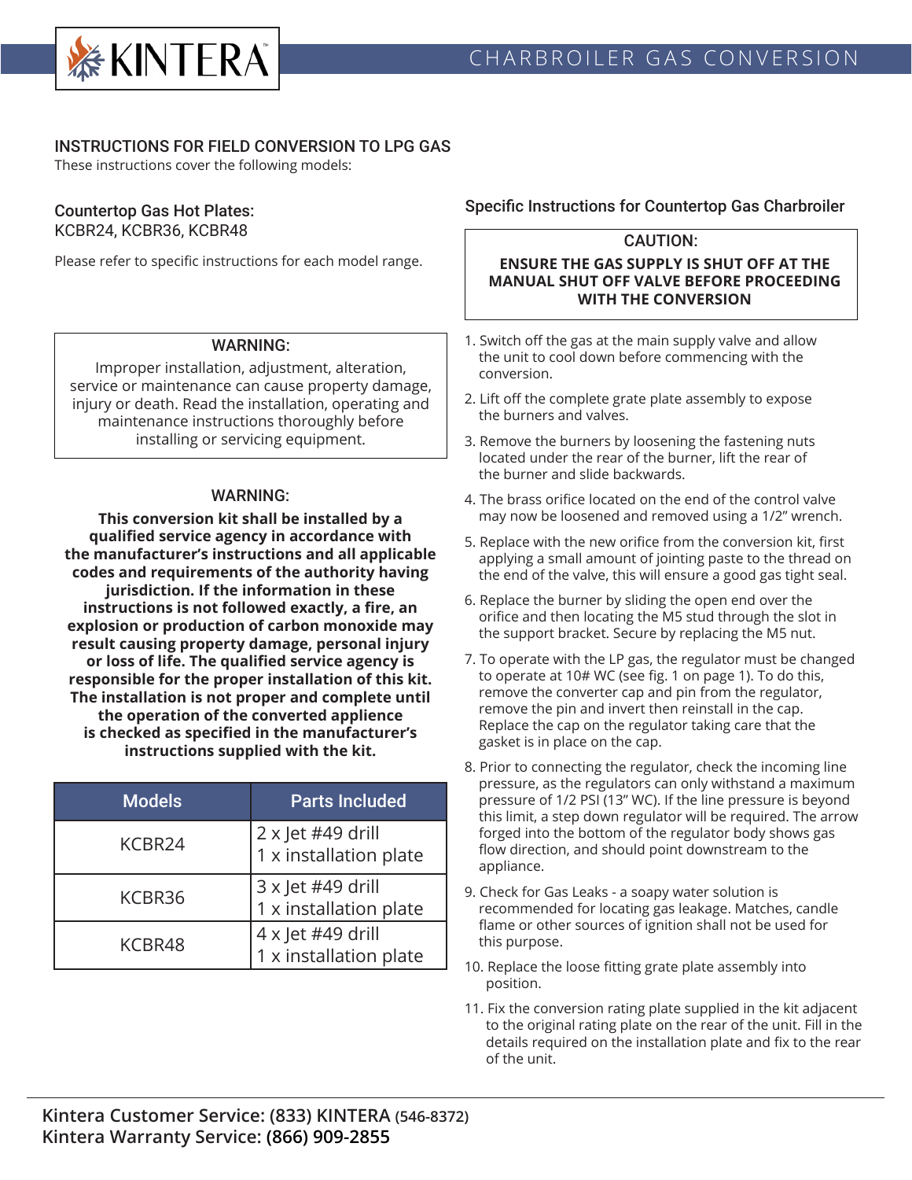## INSTRUCTIONS FOR FIELD CONVERSION TO LPG GAS

These instructions cover the following models:

### Countertop Gas Hot Plates:

KCBR24, KCBR36, KCBR48

Please refer to specific instructions for each model range.

**WARNING:**

Improper installation, adjustment, alteration, service or maintenance can cause property damage, injury or death. Read the installation, operating and maintenance instructions thoroughly before installing or servicing equipment.

**WARNING:**

**This conversion kit shall be installed by a qualified service agency in accordance with the manufacturer's instructions and all applicable codes and requirements of the authority having jurisdiction. If the information in these instructions is not followed exactly, a fire, an explosion or production of carbon monoxide may result causing property damage, personal injury or loss of life. The qualified service agency is responsible for the proper installation of this kit. The installation is not proper and complete until the operation of the converted applience is checked as specified in the manufacturer's instructions supplied with the kit.**

| Models | Parts Included |
|---|---|
| KCBR24 | 2 x Jet #49 drill<br>1 x installation plate |
| KCBR36 | 3 x Jet #49 drill<br>1 x installation plate |
| KCBR48 | 4 x Jet #49 drill<br>1 x installation plate |

### Specific Instructions for Countertop Gas Charbroiler

**CAUTION:**

**ENSURE THE GAS SUPPLY IS SHUT OFF AT THE MANUAL SHUT OFF VALVE BEFORE PROCEEDING WITH THE CONVERSION**

1. Switch off the gas at the main supply valve and allow the unit to cool down before commencing with the conversion.
2. Lift off the complete grate plate assembly to expose the burners and valves.
3. Remove the burners by loosening the fastening nuts located under the rear of the burner, lift the rear of the burner and slide backwards.
4. The brass orifice located on the end of the control valve may now be loosened and removed using a 1/2" wrench.
5. Replace with the new orifice from the conversion kit, first applying a small amount of jointing paste to the thread on the end of the valve, this will ensure a good gas tight seal.
6. Replace the burner by sliding the open end over the orifice and then locating the M5 stud through the slot in the support bracket. Secure by replacing the M5 nut.
7. To operate with the LP gas, the regulator must be changed to operate at 10# WC (see fig. 1 on page 1). To do this, remove the converter cap and pin from the regulator, remove the pin and invert then reinstall in the cap. Replace the cap on the regulator taking care that the gasket is in place on the cap.
8. Prior to connecting the regulator, check the incoming line pressure, as the regulators can only withstand a maximum pressure of 1/2 PSI (13" WC). If the line pressure is beyond this limit, a step down regulator will be required. The arrow forged into the bottom of the regulator body shows gas flow direction, and should point downstream to the appliance.
9. Check for Gas Leaks - a soapy water solution is recommended for locating gas leakage. Matches, candle flame or other sources of ignition shall not be used for this purpose.
10. Replace the loose fitting grate plate assembly into position.
11. Fix the conversion rating plate supplied in the kit adjacent to the original rating plate on the rear of the unit. Fill in the details required on the installation plate and fix to the rear of the unit.

**Kintera Customer Service: (833) KINTERA (546-8372)**
**Kintera Warranty Service: (866) 909-2855**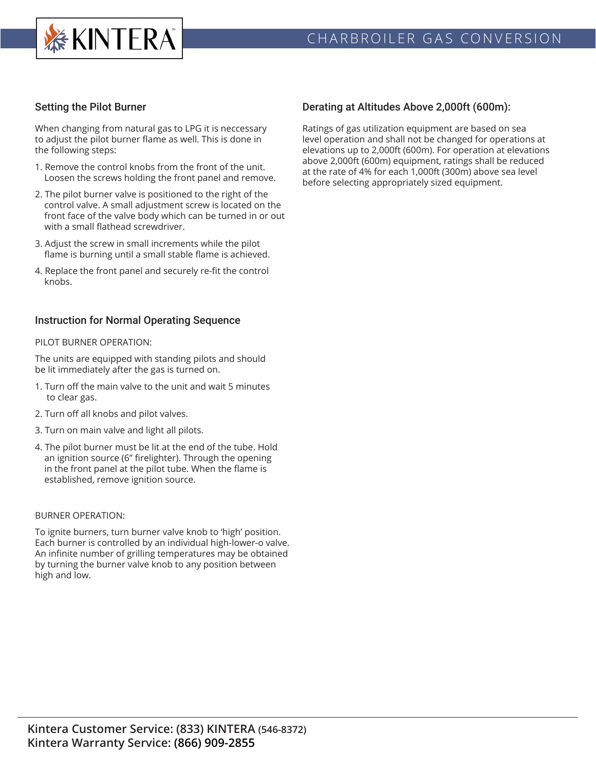## Setting the Pilot Burner

When changing from natural gas to LPG it is neccessary to adjust the pilot burner flame as well. This is done in the following steps:

1. Remove the control knobs from the front of the unit. Loosen the screws holding the front panel and remove.
2. The pilot burner valve is positioned to the right of the control valve. A small adjustment screw is located on the front face of the valve body which can be turned in or out with a small flathead screwdriver.
3. Adjust the screw in small increments while the pilot flame is burning until a small stable flame is achieved.
4. Replace the front panel and securely re-fit the control knobs.

## Instruction for Normal Operating Sequence

PILOT BURNER OPERATION:

The units are equipped with standing pilots and should be lit immediately after the gas is turned on.

1. Turn off the main valve to the unit and wait 5 minutes to clear gas.
2. Turn off all knobs and pilot valves.
3. Turn on main valve and light all pilots.
4. The pilot burner must be lit at the end of the tube. Hold an ignition source (6" firelighter). Through the opening in the front panel at the pilot tube. When the flame is established, remove ignition source.

BURNER OPERATION:

To ignite burners, turn burner valve knob to 'high' position. Each burner is controlled by an individual high-lower-o valve. An infinite number of grilling temperatures may be obtained by turning the burner valve knob to any position between high and low.

## Derating at Altitudes Above 2,000ft (600m):

Ratings of gas utilization equipment are based on sea level operation and shall not be changed for operations at elevations up to 2,000ft (600m). For operation at elevations above 2,000ft (600m) equipment, ratings shall be reduced at the rate of 4% for each 1,000ft (300m) above sea level before selecting appropriately sized equipment.

**Kintera Customer Service: (833) KINTERA (546-8372)**
**Kintera Warranty Service: (866) 909-2855**